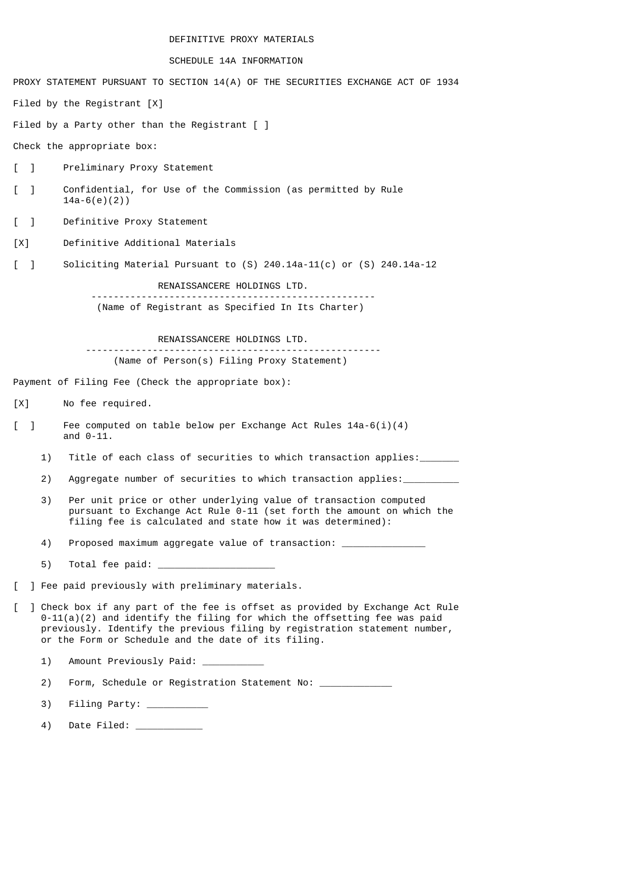DEFINITIVE PROXY MATERIALS

SCHEDULE 14A INFORMATION

PROXY STATEMENT PURSUANT TO SECTION 14(A) OF THE SECURITIES EXCHANGE ACT OF 1934

Filed by the Registrant [X]

Filed by a Party other than the Registrant [ ]

Check the appropriate box:

[ ] Preliminary Proxy Statement

[ ] Confidential, for Use of the Commission (as permitted by Rule 14a-6(e)(2))

[ ] Definitive Proxy Statement

[X] Definitive Additional Materials

[ ] Soliciting Material Pursuant to (S) 240.14a-11(c) or (S) 240.14a-12

RENAISSANCERE HOLDINGS LTD.

(Name of Registrant as Specified In Its Charter)

RENAISSANCERE HOLDINGS LTD.

(Name of Person(s) Filing Proxy Statement)

Payment of Filing Fee (Check the appropriate box):

[X] No fee required.

[ ] Fee computed on table below per Exchange Act Rules 14a-6(i)(4) and 0-11.

1) Title of each class of securities to which transaction applies:_______

2) Aggregate number of securities to which transaction applies:__________

3) Per unit price or other underlying value of transaction computed pursuant to Exchange Act Rule 0-11 (set forth the amount on which the filing fee is calculated and state how it was determined):

4) Proposed maximum aggregate value of transaction: _______________

5) Total fee paid: _____________________

[ ] Fee paid previously with preliminary materials.

[ ] Check box if any part of the fee is offset as provided by Exchange Act Rule 0-11(a)(2) and identify the filing for which the offsetting fee was paid previously. Identify the previous filing by registration statement number, or the Form or Schedule and the date of its filing.

1) Amount Previously Paid: ___________

2) Form, Schedule or Registration Statement No: _____________

3) Filing Party: ___________

4) Date Filed: ____________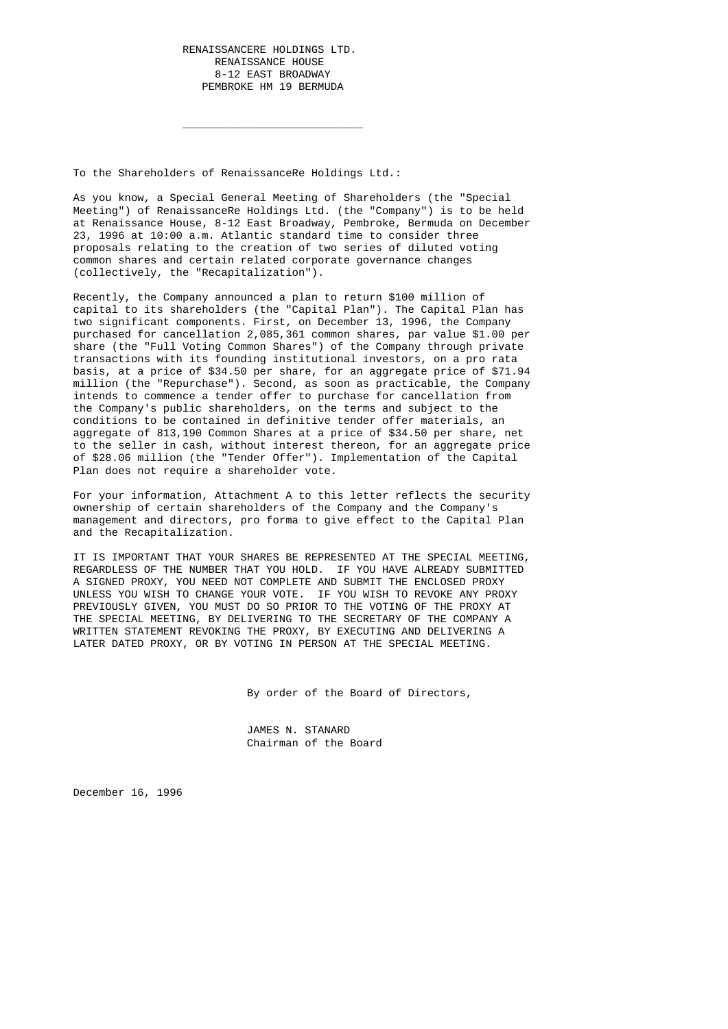RENAISSANCERE HOLDINGS LTD.
RENAISSANCE HOUSE
8-12 EAST BROADWAY
PEMBROKE HM 19 BERMUDA

---

To the Shareholders of RenaissanceRe Holdings Ltd.:

As you know, a Special General Meeting of Shareholders (the "Special Meeting") of RenaissanceRe Holdings Ltd. (the "Company") is to be held at Renaissance House, 8-12 East Broadway, Pembroke, Bermuda on December 23, 1996 at 10:00 a.m. Atlantic standard time to consider three proposals relating to the creation of two series of diluted voting common shares and certain related corporate governance changes (collectively, the "Recapitalization").

Recently, the Company announced a plan to return $100 million of capital to its shareholders (the "Capital Plan"). The Capital Plan has two significant components. First, on December 13, 1996, the Company purchased for cancellation 2,085,361 common shares, par value $1.00 per share (the "Full Voting Common Shares") of the Company through private transactions with its founding institutional investors, on a pro rata basis, at a price of $34.50 per share, for an aggregate price of $71.94 million (the "Repurchase"). Second, as soon as practicable, the Company intends to commence a tender offer to purchase for cancellation from the Company's public shareholders, on the terms and subject to the conditions to be contained in definitive tender offer materials, an aggregate of 813,190 Common Shares at a price of $34.50 per share, net to the seller in cash, without interest thereon, for an aggregate price of $28.06 million (the "Tender Offer"). Implementation of the Capital Plan does not require a shareholder vote.

For your information, Attachment A to this letter reflects the security ownership of certain shareholders of the Company and the Company's management and directors, pro forma to give effect to the Capital Plan and the Recapitalization.

IT IS IMPORTANT THAT YOUR SHARES BE REPRESENTED AT THE SPECIAL MEETING, REGARDLESS OF THE NUMBER THAT YOU HOLD. IF YOU HAVE ALREADY SUBMITTED A SIGNED PROXY, YOU NEED NOT COMPLETE AND SUBMIT THE ENCLOSED PROXY UNLESS YOU WISH TO CHANGE YOUR VOTE. IF YOU WISH TO REVOKE ANY PROXY PREVIOUSLY GIVEN, YOU MUST DO SO PRIOR TO THE VOTING OF THE PROXY AT THE SPECIAL MEETING, BY DELIVERING TO THE SECRETARY OF THE COMPANY A WRITTEN STATEMENT REVOKING THE PROXY, BY EXECUTING AND DELIVERING A LATER DATED PROXY, OR BY VOTING IN PERSON AT THE SPECIAL MEETING.

By order of the Board of Directors,

JAMES N. STANARD
Chairman of the Board

December 16, 1996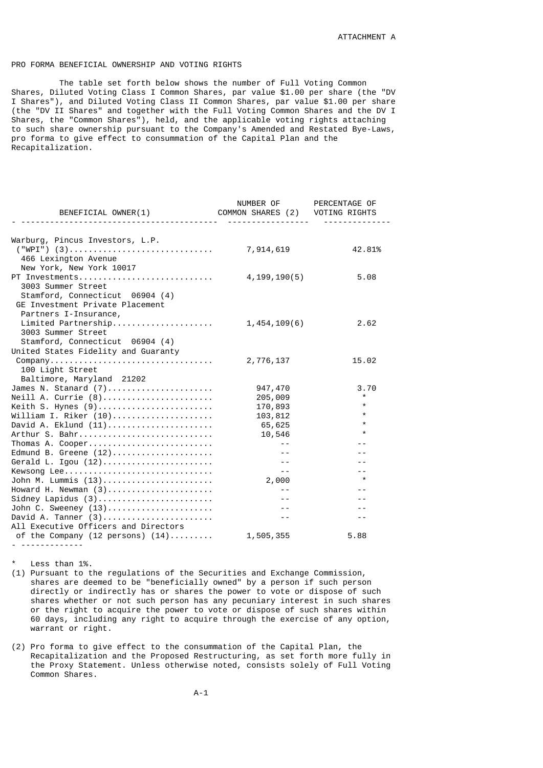ATTACHMENT A

PRO FORMA BENEFICIAL OWNERSHIP AND VOTING RIGHTS

The table set forth below shows the number of Full Voting Common Shares, Diluted Voting Class I Common Shares, par value $1.00 per share (the "DV I Shares"), and Diluted Voting Class II Common Shares, par value $1.00 per share (the "DV II Shares" and together with the Full Voting Common Shares and the DV I Shares, the "Common Shares"), held, and the applicable voting rights attaching to such share ownership pursuant to the Company's Amended and Restated Bye-Laws, pro forma to give effect to consummation of the Capital Plan and the Recapitalization.

| BENEFICIAL OWNER(1) | NUMBER OF COMMON SHARES (2) | PERCENTAGE OF VOTING RIGHTS |
|---|---|---|
| Warburg, Pincus Investors, L.P. ("WPI") (3) 466 Lexington Avenue New York, New York 10017 | 7,914,619 | 42.81% |
| PT Investments 3003 Summer Street Stamford, Connecticut 06904 (4) | 4,199,190(5) | 5.08 |
| GE Investment Private Placement Partners I-Insurance, Limited Partnership 3003 Summer Street Stamford, Connecticut 06904 (4) | 1,454,109(6) | 2.62 |
| United States Fidelity and Guaranty Company 100 Light Street Baltimore, Maryland 21202 | 2,776,137 | 15.02 |
| James N. Stanard (7) | 947,470 | 3.70 |
| Neill A. Currie (8) | 205,009 | * |
| Keith S. Hynes (9) | 170,893 | * |
| William I. Riker (10) | 103,812 | * |
| David A. Eklund (11) | 65,625 | * |
| Arthur S. Bahr | 10,546 | * |
| Thomas A. Cooper | -- | -- |
| Edmund B. Greene (12) | -- | -- |
| Gerald L. Igou (12) | -- | -- |
| Kewsong Lee | -- | -- |
| John M. Lummis (13) | 2,000 | * |
| Howard H. Newman (3) | -- | -- |
| Sidney Lapidus (3) | -- | -- |
| John C. Sweeney (13) | -- | -- |
| David A. Tanner (3) | -- | -- |
| All Executive Officers and Directors of the Company (12 persons) (14) | 1,505,355 | 5.88 |

\* Less than 1%.

(1) Pursuant to the regulations of the Securities and Exchange Commission, shares are deemed to be "beneficially owned" by a person if such person directly or indirectly has or shares the power to vote or dispose of such shares whether or not such person has any pecuniary interest in such shares or the right to acquire the power to vote or dispose of such shares within 60 days, including any right to acquire through the exercise of any option, warrant or right.

(2) Pro forma to give effect to the consummation of the Capital Plan, the Recapitalization and the Proposed Restructuring, as set forth more fully in the Proxy Statement. Unless otherwise noted, consists solely of Full Voting Common Shares.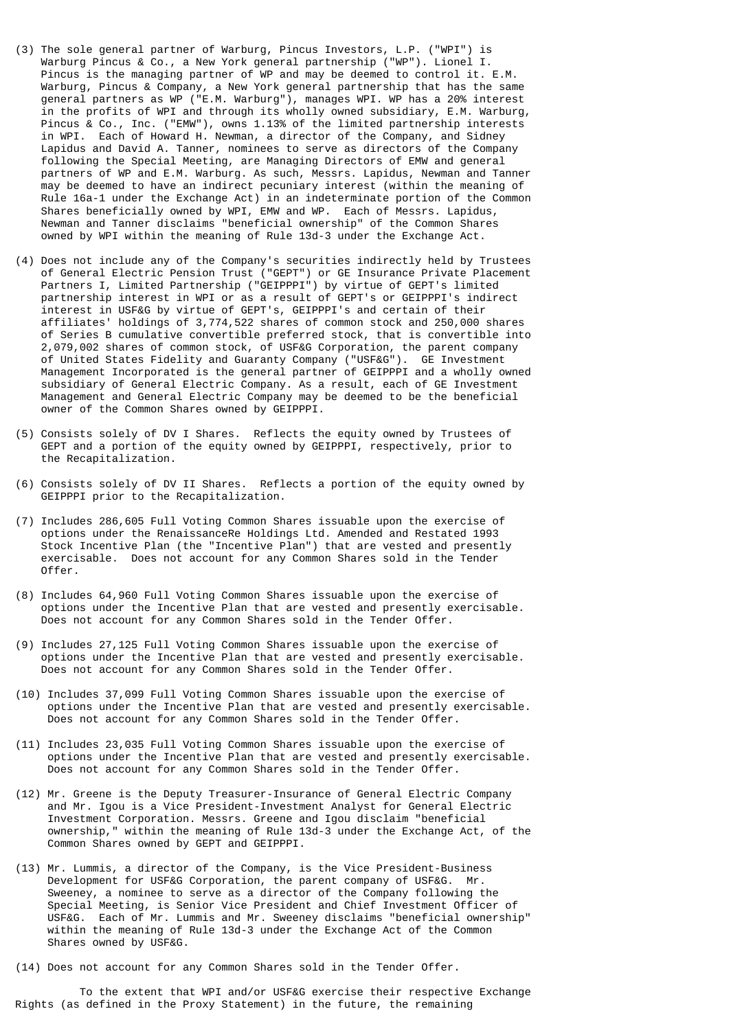(3) The sole general partner of Warburg, Pincus Investors, L.P. ("WPI") is Warburg Pincus & Co., a New York general partnership ("WP"). Lionel I. Pincus is the managing partner of WP and may be deemed to control it. E.M. Warburg, Pincus & Company, a New York general partnership that has the same general partners as WP ("E.M. Warburg"), manages WPI. WP has a 20% interest in the profits of WPI and through its wholly owned subsidiary, E.M. Warburg, Pincus & Co., Inc. ("EMW"), owns 1.13% of the limited partnership interests in WPI. Each of Howard H. Newman, a director of the Company, and Sidney Lapidus and David A. Tanner, nominees to serve as directors of the Company following the Special Meeting, are Managing Directors of EMW and general partners of WP and E.M. Warburg. As such, Messrs. Lapidus, Newman and Tanner may be deemed to have an indirect pecuniary interest (within the meaning of Rule 16a-1 under the Exchange Act) in an indeterminate portion of the Common Shares beneficially owned by WPI, EMW and WP. Each of Messrs. Lapidus, Newman and Tanner disclaims "beneficial ownership" of the Common Shares owned by WPI within the meaning of Rule 13d-3 under the Exchange Act.

(4) Does not include any of the Company's securities indirectly held by Trustees of General Electric Pension Trust ("GEPT") or GE Insurance Private Placement Partners I, Limited Partnership ("GEIPPPI") by virtue of GEPT's limited partnership interest in WPI or as a result of GEPT's or GEIPPPI's indirect interest in USF&G by virtue of GEPT's, GEIPPPI's and certain of their affiliates' holdings of 3,774,522 shares of common stock and 250,000 shares of Series B cumulative convertible preferred stock, that is convertible into 2,079,002 shares of common stock, of USF&G Corporation, the parent company of United States Fidelity and Guaranty Company ("USF&G"). GE Investment Management Incorporated is the general partner of GEIPPPI and a wholly owned subsidiary of General Electric Company. As a result, each of GE Investment Management and General Electric Company may be deemed to be the beneficial owner of the Common Shares owned by GEIPPPI.

(5) Consists solely of DV I Shares. Reflects the equity owned by Trustees of GEPT and a portion of the equity owned by GEIPPPI, respectively, prior to the Recapitalization.

(6) Consists solely of DV II Shares. Reflects a portion of the equity owned by GEIPPPI prior to the Recapitalization.

(7) Includes 286,605 Full Voting Common Shares issuable upon the exercise of options under the RenaissanceRe Holdings Ltd. Amended and Restated 1993 Stock Incentive Plan (the "Incentive Plan") that are vested and presently exercisable. Does not account for any Common Shares sold in the Tender Offer.

(8) Includes 64,960 Full Voting Common Shares issuable upon the exercise of options under the Incentive Plan that are vested and presently exercisable. Does not account for any Common Shares sold in the Tender Offer.

(9) Includes 27,125 Full Voting Common Shares issuable upon the exercise of options under the Incentive Plan that are vested and presently exercisable. Does not account for any Common Shares sold in the Tender Offer.

(10) Includes 37,099 Full Voting Common Shares issuable upon the exercise of options under the Incentive Plan that are vested and presently exercisable. Does not account for any Common Shares sold in the Tender Offer.

(11) Includes 23,035 Full Voting Common Shares issuable upon the exercise of options under the Incentive Plan that are vested and presently exercisable. Does not account for any Common Shares sold in the Tender Offer.

(12) Mr. Greene is the Deputy Treasurer-Insurance of General Electric Company and Mr. Igou is a Vice President-Investment Analyst for General Electric Investment Corporation. Messrs. Greene and Igou disclaim "beneficial ownership," within the meaning of Rule 13d-3 under the Exchange Act, of the Common Shares owned by GEPT and GEIPPPI.

(13) Mr. Lummis, a director of the Company, is the Vice President-Business Development for USF&G Corporation, the parent company of USF&G. Mr. Sweeney, a nominee to serve as a director of the Company following the Special Meeting, is Senior Vice President and Chief Investment Officer of USF&G. Each of Mr. Lummis and Mr. Sweeney disclaims "beneficial ownership" within the meaning of Rule 13d-3 under the Exchange Act of the Common Shares owned by USF&G.

(14) Does not account for any Common Shares sold in the Tender Offer.

To the extent that WPI and/or USF&G exercise their respective Exchange Rights (as defined in the Proxy Statement) in the future, the remaining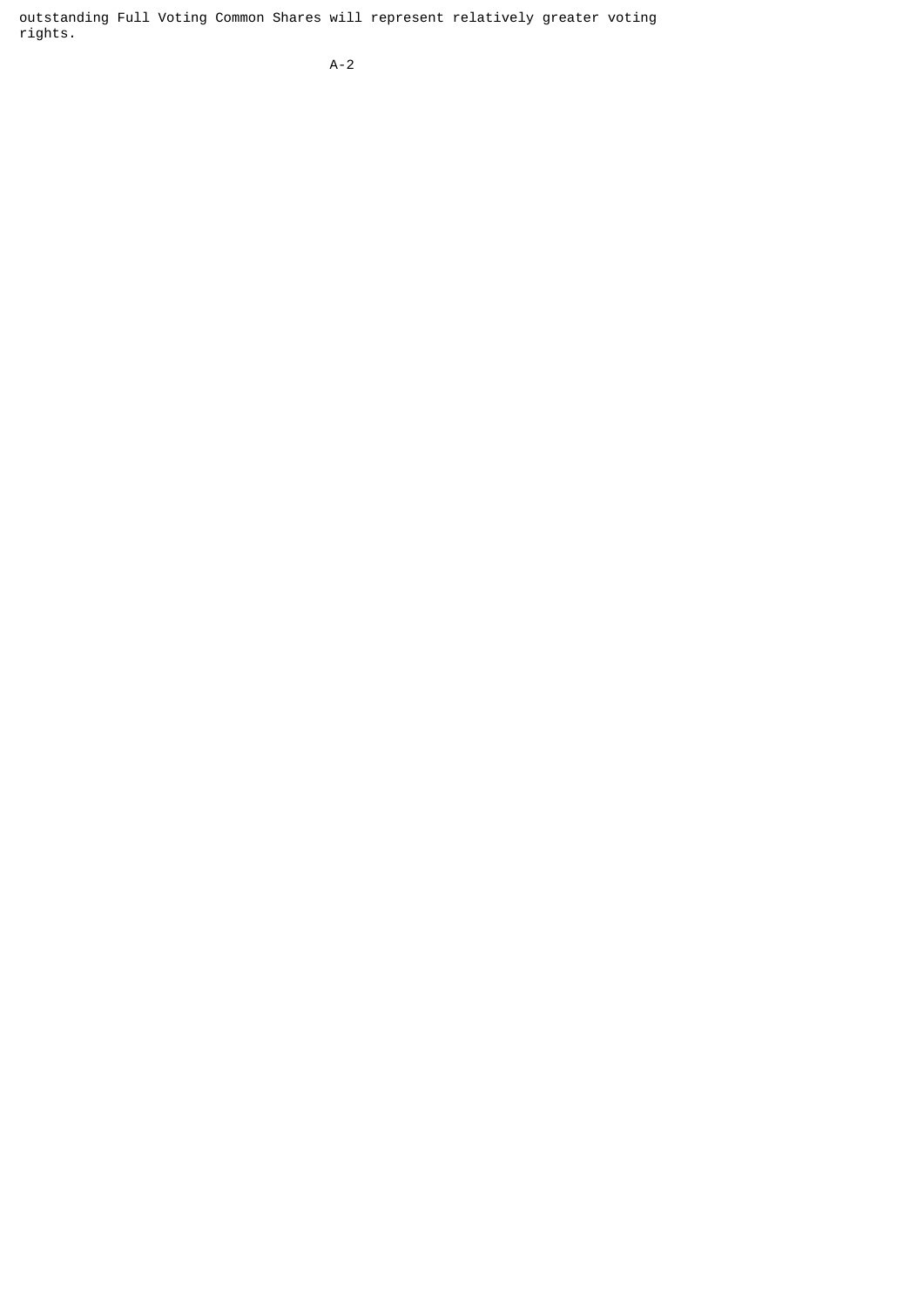outstanding Full Voting Common Shares will represent relatively greater voting rights.